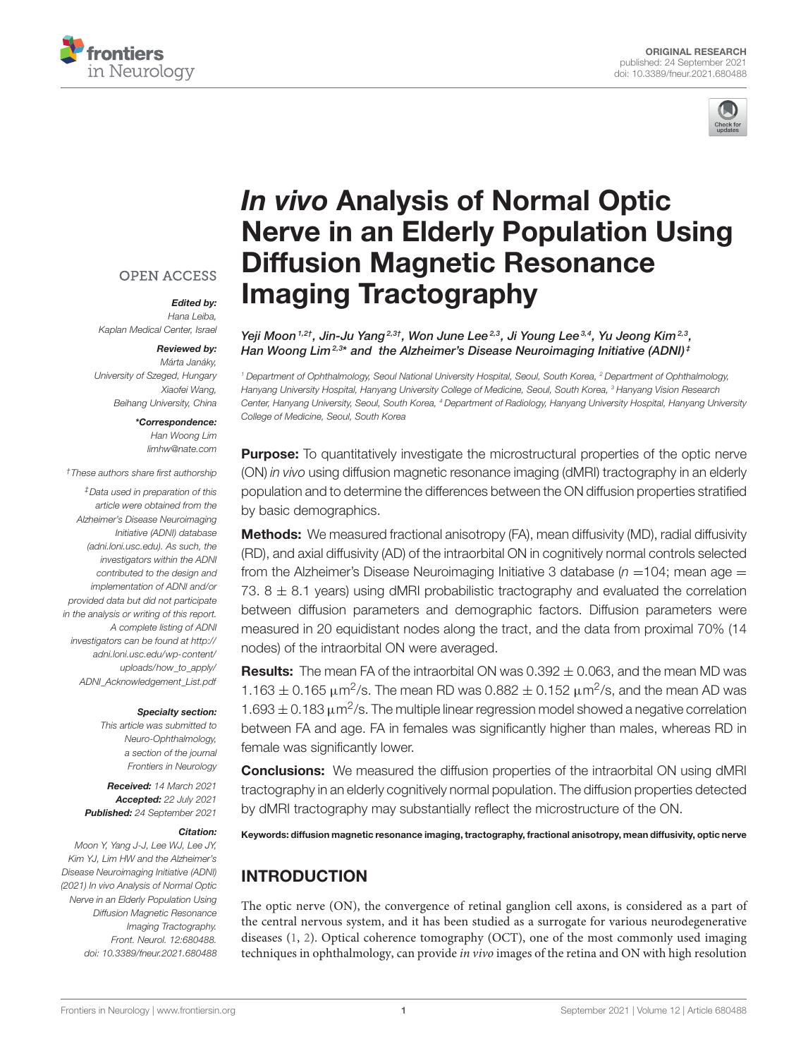ORIGINAL RESEARCH
published: 24 September 2021
doi: 10.3389/fneur.2021.680488

# *In vivo* Analysis of Normal Optic Nerve in an Elderly Population Using Diffusion Magnetic Resonance Imaging Tractography

*Yeji Moon*[1,2†], *Jin-Ju Yang*[2,3†], *Won June Lee*[2,3], *Ji Young Lee*[3,4], *Yu Jeong Kim*[2,3], *Han Woong Lim*[2,3*] *and the Alzheimer's Disease Neuroimaging Initiative (ADNI)*[‡]

[1] Department of Ophthalmology, Seoul National University Hospital, Seoul, South Korea, [2] Department of Ophthalmology, Hanyang University Hospital, Hanyang University College of Medicine, Seoul, South Korea, [3] Hanyang Vision Research Center, Hanyang University, Seoul, South Korea, [4] Department of Radiology, Hanyang University Hospital, Hanyang University College of Medicine, Seoul, South Korea

OPEN ACCESS

***Edited by:***
Hana Leiba,
Kaplan Medical Center, Israel

***Reviewed by:***
Márta Janáky,
University of Szeged, Hungary
Xiaofei Wang,
Beihang University, China

***\*Correspondence:***
Han Woong Lim
limhw@nate.com

†These authors share first authorship

‡Data used in preparation of this article were obtained from the Alzheimer's Disease Neuroimaging Initiative (ADNI) database (adni.loni.usc.edu). As such, the investigators within the ADNI contributed to the design and implementation of ADNI and/or provided data but did not participate in the analysis or writing of this report. A complete listing of ADNI investigators can be found at http://adni.loni.usc.edu/wp-content/uploads/how_to_apply/ADNI_Acknowledgement_List.pdf

***Specialty section:***
This article was submitted to Neuro-Ophthalmology, a section of the journal Frontiers in Neurology

***Received:*** 14 March 2021
***Accepted:*** 22 July 2021
***Published:*** 24 September 2021

***Citation:***
Moon Y, Yang J-J, Lee WJ, Lee JY, Kim YJ, Lim HW and the Alzheimer's Disease Neuroimaging Initiative (ADNI) (2021) In vivo Analysis of Normal Optic Nerve in an Elderly Population Using Diffusion Magnetic Resonance Imaging Tractography. Front. Neurol. 12:680488. doi: 10.3389/fneur.2021.680488

**Purpose:** To quantitatively investigate the microstructural properties of the optic nerve (ON) *in vivo* using diffusion magnetic resonance imaging (dMRI) tractography in an elderly population and to determine the differences between the ON diffusion properties stratified by basic demographics.

**Methods:** We measured fractional anisotropy (FA), mean diffusivity (MD), radial diffusivity (RD), and axial diffusivity (AD) of the intraorbital ON in cognitively normal controls selected from the Alzheimer's Disease Neuroimaging Initiative 3 database ($n$ =104; mean age = 73. 8 ± 8.1 years) using dMRI probabilistic tractography and evaluated the correlation between diffusion parameters and demographic factors. Diffusion parameters were measured in 20 equidistant nodes along the tract, and the data from proximal 70% (14 nodes) of the intraorbital ON were averaged.

**Results:** The mean FA of the intraorbital ON was 0.392 ± 0.063, and the mean MD was 1.163 ± 0.165 $\mu m^2/s$. The mean RD was 0.882 ± 0.152 $\mu m^2/s$, and the mean AD was 1.693 ± 0.183 $\mu m^2/s$. The multiple linear regression model showed a negative correlation between FA and age. FA in females was significantly higher than males, whereas RD in female was significantly lower.

**Conclusions:** We measured the diffusion properties of the intraorbital ON using dMRI tractography in an elderly cognitively normal population. The diffusion properties detected by dMRI tractography may substantially reflect the microstructure of the ON.

**Keywords: diffusion magnetic resonance imaging, tractography, fractional anisotropy, mean diffusivity, optic nerve**

## INTRODUCTION

The optic nerve (ON), the convergence of retinal ganglion cell axons, is considered as a part of the central nervous system, and it has been studied as a surrogate for various neurodegenerative diseases (1, 2). Optical coherence tomography (OCT), one of the most commonly used imaging techniques in ophthalmology, can provide *in vivo* images of the retina and ON with high resolution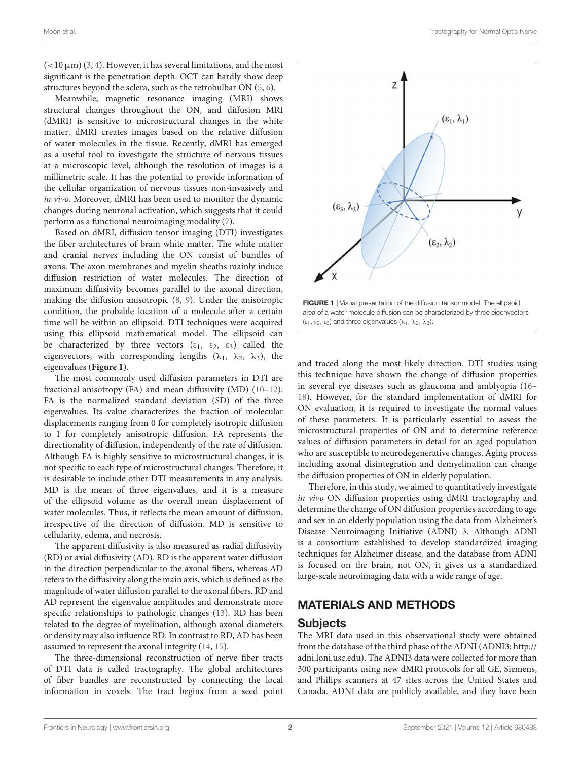(<10 μm) (3, 4). However, it has several limitations, and the most significant is the penetration depth. OCT can hardly show deep structures beyond the sclera, such as the retrobulbar ON (5, 6).

Meanwhile, magnetic resonance imaging (MRI) shows structural changes throughout the ON, and diffusion MRI (dMRI) is sensitive to microstructural changes in the white matter. dMRI creates images based on the relative diffusion of water molecules in the tissue. Recently, dMRI has emerged as a useful tool to investigate the structure of nervous tissues at a microscopic level, although the resolution of images is a millimetric scale. It has the potential to provide information of the cellular organization of nervous tissues non-invasively and *in vivo*. Moreover, dMRI has been used to monitor the dynamic changes during neuronal activation, which suggests that it could perform as a functional neuroimaging modality (7).

Based on dMRI, diffusion tensor imaging (DTI) investigates the fiber architectures of brain white matter. The white matter and cranial nerves including the ON consist of bundles of axons. The axon membranes and myelin sheaths mainly induce diffusion restriction of water molecules. The direction of maximum diffusivity becomes parallel to the axonal direction, making the diffusion anisotropic (8, 9). Under the anisotropic condition, the probable location of a molecule after a certain time will be within an ellipsoid. DTI techniques were acquired using this ellipsoid mathematical model. The ellipsoid can be characterized by three vectors ($\varepsilon_1$, $\varepsilon_2$, $\varepsilon_3$) called the eigenvectors, with corresponding lengths ($\lambda_1$, $\lambda_2$, $\lambda_3$), the eigenvalues (**Figure 1**).

**FIGURE 1 |** Visual presentation of the diffusion tensor model. The ellipsoid area of a water molecule diffusion can be characterized by three eigenvectors ($\varepsilon_1$, $\varepsilon_2$, $\varepsilon_3$) and three eigenvalues ($\lambda_1$, $\lambda_2$, $\lambda_3$).

The most commonly used diffusion parameters in DTI are fractional anisotropy (FA) and mean diffusivity (MD) (10–12). FA is the normalized standard deviation (SD) of the three eigenvalues. Its value characterizes the fraction of molecular displacements ranging from 0 for completely isotropic diffusion to 1 for completely anisotropic diffusion. FA represents the directionality of diffusion, independently of the rate of diffusion. Although FA is highly sensitive to microstructural changes, it is not specific to each type of microstructural changes. Therefore, it is desirable to include other DTI measurements in any analysis. MD is the mean of three eigenvalues, and it is a measure of the ellipsoid volume as the overall mean displacement of water molecules. Thus, it reflects the mean amount of diffusion, irrespective of the direction of diffusion. MD is sensitive to cellularity, edema, and necrosis.

The apparent diffusivity is also measured as radial diffusivity (RD) or axial diffusivity (AD). RD is the apparent water diffusion in the direction perpendicular to the axonal fibers, whereas AD refers to the diffusivity along the main axis, which is defined as the magnitude of water diffusion parallel to the axonal fibers. RD and AD represent the eigenvalue amplitudes and demonstrate more specific relationships to pathologic changes (13). RD has been related to the degree of myelination, although axonal diameters or density may also influence RD. In contrast to RD, AD has been assumed to represent the axonal integrity (14, 15).

The three-dimensional reconstruction of nerve fiber tracts of DTI data is called tractography. The global architectures of fiber bundles are reconstructed by connecting the local information in voxels. The tract begins from a seed point and traced along the most likely direction. DTI studies using this technique have shown the change of diffusion properties in several eye diseases such as glaucoma and amblyopia (16–18). However, for the standard implementation of dMRI for ON evaluation, it is required to investigate the normal values of these parameters. It is particularly essential to assess the microstructural properties of ON and to determine reference values of diffusion parameters in detail for an aged population who are susceptible to neurodegenerative changes. Aging process including axonal disintegration and demyelination can change the diffusion properties of ON in elderly population.

Therefore, in this study, we aimed to quantitatively investigate *in vivo* ON diffusion properties using dMRI tractography and determine the change of ON diffusion properties according to age and sex in an elderly population using the data from Alzheimer's Disease Neuroimaging Initiative (ADNI) 3. Although ADNI is a consortium established to develop standardized imaging techniques for Alzheimer disease, and the database from ADNI is focused on the brain, not ON, it gives us a standardized large-scale neuroimaging data with a wide range of age.

## MATERIALS AND METHODS

### Subjects

The MRI data used in this observational study were obtained from the database of the third phase of the ADNI (ADNI3; http://adni.loni.usc.edu). The ADNI3 data were collected for more than 300 participants using new dMRI protocols for all GE, Siemens, and Philips scanners at 47 sites across the United States and Canada. ADNI data are publicly available, and they have been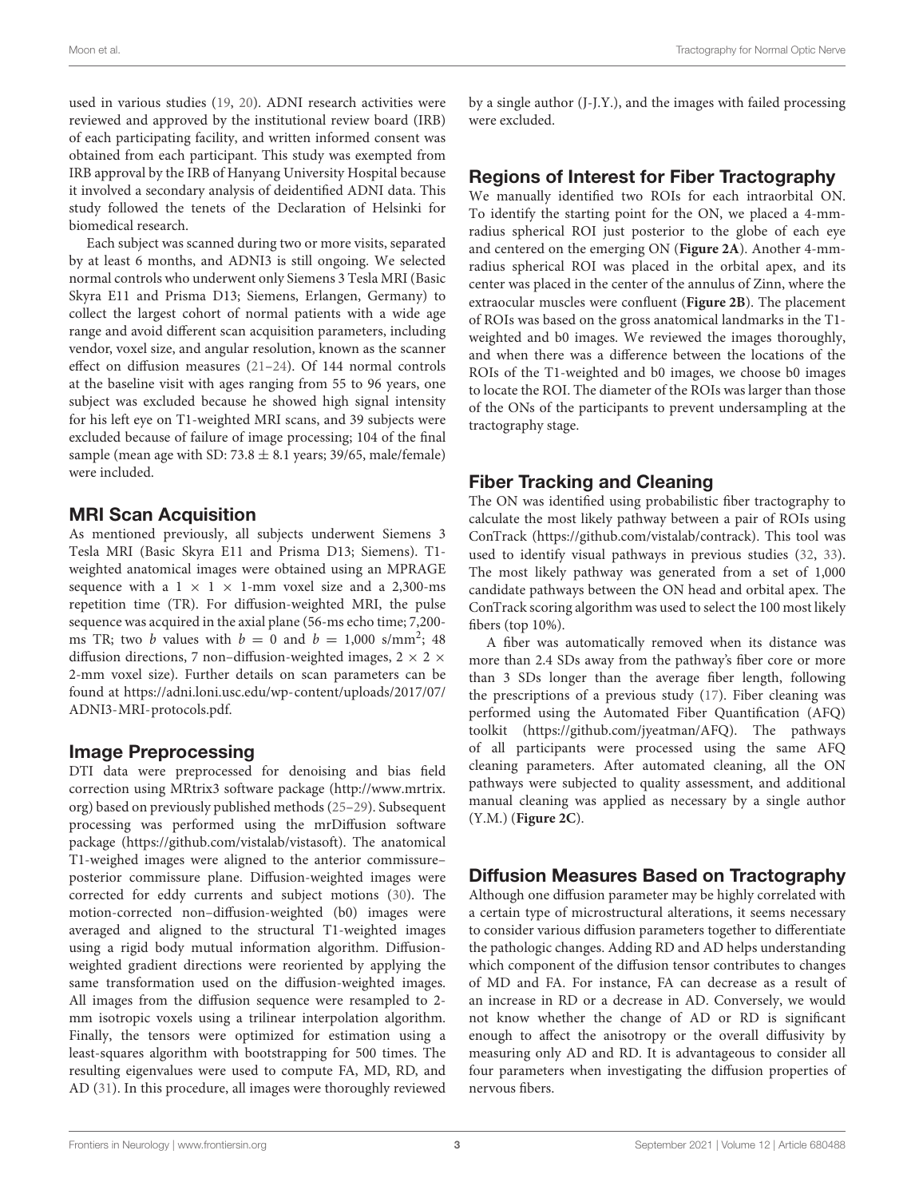used in various studies (19, 20). ADNI research activities were reviewed and approved by the institutional review board (IRB) of each participating facility, and written informed consent was obtained from each participant. This study was exempted from IRB approval by the IRB of Hanyang University Hospital because it involved a secondary analysis of deidentified ADNI data. This study followed the tenets of the Declaration of Helsinki for biomedical research.

Each subject was scanned during two or more visits, separated by at least 6 months, and ADNI3 is still ongoing. We selected normal controls who underwent only Siemens 3 Tesla MRI (Basic Skyra E11 and Prisma D13; Siemens, Erlangen, Germany) to collect the largest cohort of normal patients with a wide age range and avoid different scan acquisition parameters, including vendor, voxel size, and angular resolution, known as the scanner effect on diffusion measures (21–24). Of 144 normal controls at the baseline visit with ages ranging from 55 to 96 years, one subject was excluded because he showed high signal intensity for his left eye on T1-weighted MRI scans, and 39 subjects were excluded because of failure of image processing; 104 of the final sample (mean age with SD: 73.8 ± 8.1 years; 39/65, male/female) were included.

## MRI Scan Acquisition

As mentioned previously, all subjects underwent Siemens 3 Tesla MRI (Basic Skyra E11 and Prisma D13; Siemens). T1-weighted anatomical images were obtained using an MPRAGE sequence with a 1 × 1 × 1-mm voxel size and a 2,300-ms repetition time (TR). For diffusion-weighted MRI, the pulse sequence was acquired in the axial plane (56-ms echo time; 7,200-ms TR; two *b* values with $b = 0$ and $b = 1{,}000$ s/mm$^2$; 48 diffusion directions, 7 non–diffusion-weighted images, 2 × 2 × 2-mm voxel size). Further details on scan parameters can be found at https://adni.loni.usc.edu/wp-content/uploads/2017/07/ADNI3-MRI-protocols.pdf.

## Image Preprocessing

DTI data were preprocessed for denoising and bias field correction using MRtrix3 software package (http://www.mrtrix.org) based on previously published methods (25–29). Subsequent processing was performed using the mrDiffusion software package (https://github.com/vistalab/vistasoft). The anatomical T1-weighed images were aligned to the anterior commissure–posterior commissure plane. Diffusion-weighted images were corrected for eddy currents and subject motions (30). The motion-corrected non–diffusion-weighted (b0) images were averaged and aligned to the structural T1-weighted images using a rigid body mutual information algorithm. Diffusion-weighted gradient directions were reoriented by applying the same transformation used on the diffusion-weighted images. All images from the diffusion sequence were resampled to 2-mm isotropic voxels using a trilinear interpolation algorithm. Finally, the tensors were optimized for estimation using a least-squares algorithm with bootstrapping for 500 times. The resulting eigenvalues were used to compute FA, MD, RD, and AD (31). In this procedure, all images were thoroughly reviewed by a single author (J-J.Y.), and the images with failed processing were excluded.

## Regions of Interest for Fiber Tractography

We manually identified two ROIs for each intraorbital ON. To identify the starting point for the ON, we placed a 4-mm-radius spherical ROI just posterior to the globe of each eye and centered on the emerging ON (**Figure 2A**). Another 4-mm-radius spherical ROI was placed in the orbital apex, and its center was placed in the center of the annulus of Zinn, where the extraocular muscles were confluent (**Figure 2B**). The placement of ROIs was based on the gross anatomical landmarks in the T1-weighted and b0 images. We reviewed the images thoroughly, and when there was a difference between the locations of the ROIs of the T1-weighted and b0 images, we choose b0 images to locate the ROI. The diameter of the ROIs was larger than those of the ONs of the participants to prevent undersampling at the tractography stage.

## Fiber Tracking and Cleaning

The ON was identified using probabilistic fiber tractography to calculate the most likely pathway between a pair of ROIs using ConTrack (https://github.com/vistalab/contrack). This tool was used to identify visual pathways in previous studies (32, 33). The most likely pathway was generated from a set of 1,000 candidate pathways between the ON head and orbital apex. The ConTrack scoring algorithm was used to select the 100 most likely fibers (top 10%).

A fiber was automatically removed when its distance was more than 2.4 SDs away from the pathway's fiber core or more than 3 SDs longer than the average fiber length, following the prescriptions of a previous study (17). Fiber cleaning was performed using the Automated Fiber Quantification (AFQ) toolkit (https://github.com/jyeatman/AFQ). The pathways of all participants were processed using the same AFQ cleaning parameters. After automated cleaning, all the ON pathways were subjected to quality assessment, and additional manual cleaning was applied as necessary by a single author (Y.M.) (**Figure 2C**).

## Diffusion Measures Based on Tractography

Although one diffusion parameter may be highly correlated with a certain type of microstructural alterations, it seems necessary to consider various diffusion parameters together to differentiate the pathologic changes. Adding RD and AD helps understanding which component of the diffusion tensor contributes to changes of MD and FA. For instance, FA can decrease as a result of an increase in RD or a decrease in AD. Conversely, we would not know whether the change of AD or RD is significant enough to affect the anisotropy or the overall diffusivity by measuring only AD and RD. It is advantageous to consider all four parameters when investigating the diffusion properties of nervous fibers.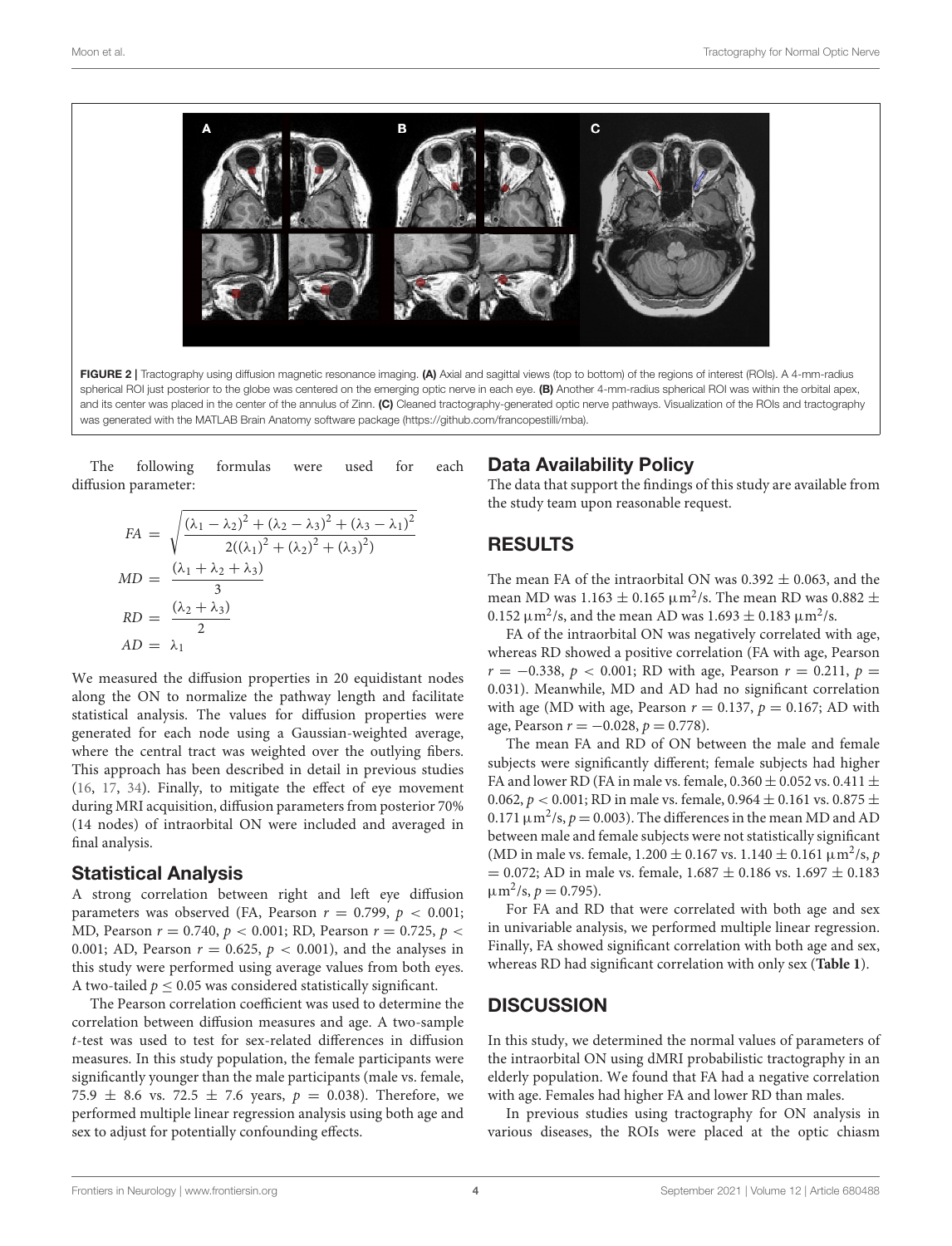FIGURE 2 | Tractography using diffusion magnetic resonance imaging. **(A)** Axial and sagittal views (top to bottom) of the regions of interest (ROIs). A 4-mm-radius spherical ROI just posterior to the globe was centered on the emerging optic nerve in each eye. **(B)** Another 4-mm-radius spherical ROI was within the orbital apex, and its center was placed in the center of the annulus of Zinn. **(C)** Cleaned tractography-generated optic nerve pathways. Visualization of the ROIs and tractography was generated with the MATLAB Brain Anatomy software package (https://github.com/francopestilli/mba).

The following formulas were used for each diffusion parameter:

$$FA = \sqrt{\frac{(\lambda_1 - \lambda_2)^2 + (\lambda_2 - \lambda_3)^2 + (\lambda_3 - \lambda_1)^2}{2((\lambda_1)^2 + (\lambda_2)^2 + (\lambda_3)^2)}}$$

$$MD = \frac{(\lambda_1 + \lambda_2 + \lambda_3)}{3}$$

$$RD = \frac{(\lambda_2 + \lambda_3)}{2}$$

$$AD = \lambda_1$$

We measured the diffusion properties in 20 equidistant nodes along the ON to normalize the pathway length and facilitate statistical analysis. The values for diffusion properties were generated for each node using a Gaussian-weighted average, where the central tract was weighted over the outlying fibers. This approach has been described in detail in previous studies (16, 17, 34). Finally, to mitigate the effect of eye movement during MRI acquisition, diffusion parameters from posterior 70% (14 nodes) of intraorbital ON were included and averaged in final analysis.

## Statistical Analysis

A strong correlation between right and left eye diffusion parameters was observed (FA, Pearson $r = 0.799$, $p < 0.001$; MD, Pearson $r = 0.740$, $p < 0.001$; RD, Pearson $r = 0.725$, $p < 0.001$; AD, Pearson $r = 0.625$, $p < 0.001$), and the analyses in this study were performed using average values from both eyes. A two-tailed $p \leq 0.05$ was considered statistically significant.

The Pearson correlation coefficient was used to determine the correlation between diffusion measures and age. A two-sample *t*-test was used to test for sex-related differences in diffusion measures. In this study population, the female participants were significantly younger than the male participants (male vs. female, $75.9 \pm 8.6$ vs. $72.5 \pm 7.6$ years, $p = 0.038$). Therefore, we performed multiple linear regression analysis using both age and sex to adjust for potentially confounding effects.

## Data Availability Policy

The data that support the findings of this study are available from the study team upon reasonable request.

# RESULTS

The mean FA of the intraorbital ON was $0.392 \pm 0.063$, and the mean MD was $1.163 \pm 0.165\ \mu m^2/s$. The mean RD was $0.882 \pm 0.152\ \mu m^2/s$, and the mean AD was $1.693 \pm 0.183\ \mu m^2/s$.

FA of the intraorbital ON was negatively correlated with age, whereas RD showed a positive correlation (FA with age, Pearson $r = -0.338$, $p < 0.001$; RD with age, Pearson $r = 0.211$, $p = 0.031$). Meanwhile, MD and AD had no significant correlation with age (MD with age, Pearson $r = 0.137$, $p = 0.167$; AD with age, Pearson $r = -0.028$, $p = 0.778$).

The mean FA and RD of ON between the male and female subjects were significantly different; female subjects had higher FA and lower RD (FA in male vs. female, $0.360 \pm 0.052$ vs. $0.411 \pm 0.062$, $p < 0.001$; RD in male vs. female, $0.964 \pm 0.161$ vs. $0.875 \pm 0.171\ \mu m^2/s$, $p = 0.003$). The differences in the mean MD and AD between male and female subjects were not statistically significant (MD in male vs. female, $1.200 \pm 0.167$ vs. $1.140 \pm 0.161\ \mu m^2/s$, $p = 0.072$; AD in male vs. female, $1.687 \pm 0.186$ vs. $1.697 \pm 0.183\ \mu m^2/s$, $p = 0.795$).

For FA and RD that were correlated with both age and sex in univariable analysis, we performed multiple linear regression. Finally, FA showed significant correlation with both age and sex, whereas RD had significant correlation with only sex (**Table 1**).

# DISCUSSION

In this study, we determined the normal values of parameters of the intraorbital ON using dMRI probabilistic tractography in an elderly population. We found that FA had a negative correlation with age. Females had higher FA and lower RD than males.

In previous studies using tractography for ON analysis in various diseases, the ROIs were placed at the optic chiasm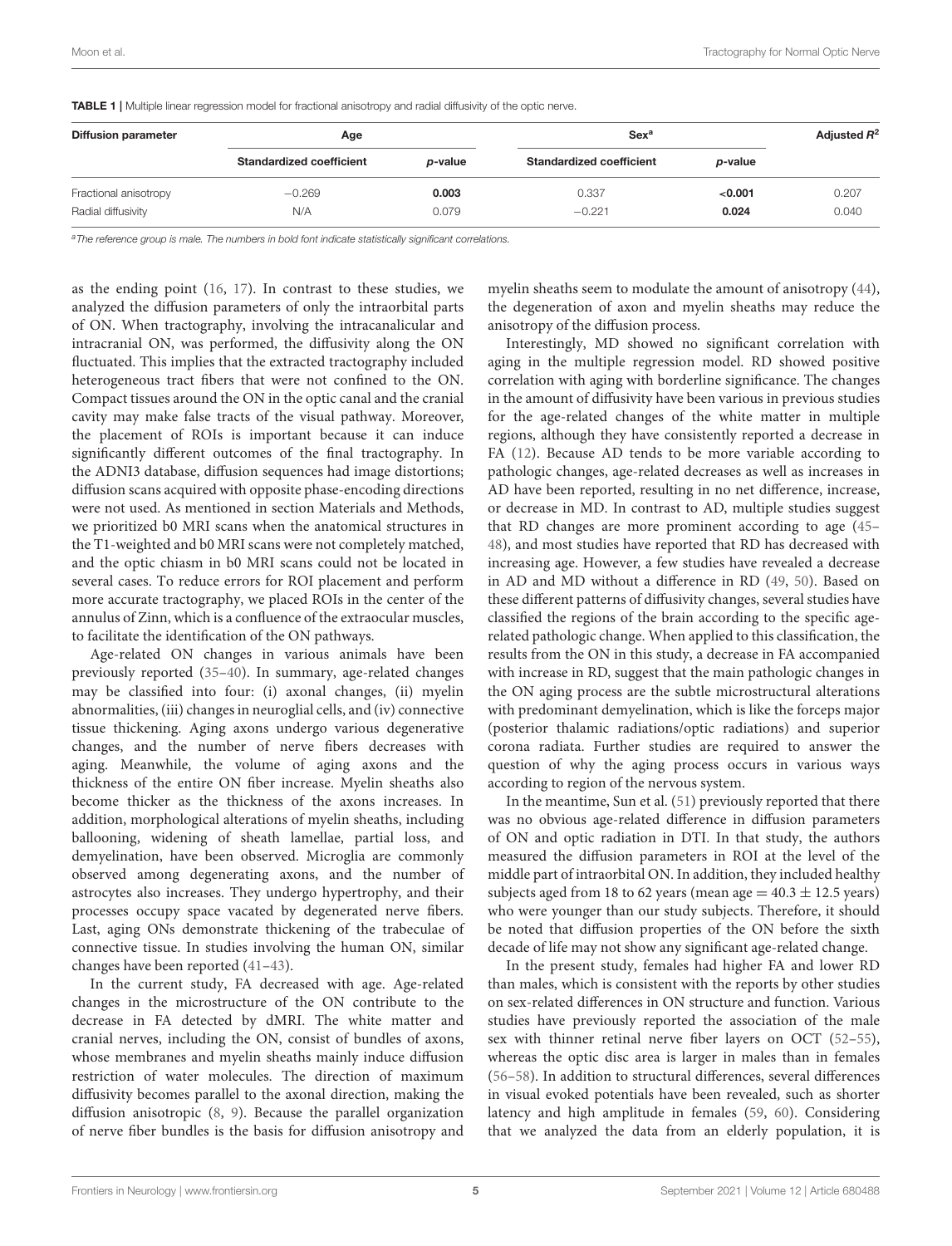**TABLE 1 |** Multiple linear regression model for fractional anisotropy and radial diffusivity of the optic nerve.

| Diffusion parameter | Age | | Sex[a] | | Adjusted $R^2$ |
|---|---|---|---|---|---|
| | Standardized coefficient | *p*-value | Standardized coefficient | *p*-value | |
| Fractional anisotropy | −0.269 | **0.003** | 0.337 | **<0.001** | 0.207 |
| Radial diffusivity | N/A | 0.079 | −0.221 | **0.024** | 0.040 |

[a]*The reference group is male. The numbers in bold font indicate statistically significant correlations.*

as the ending point (16, 17). In contrast to these studies, we analyzed the diffusion parameters of only the intraorbital parts of ON. When tractography, involving the intracanalicular and intracranial ON, was performed, the diffusivity along the ON fluctuated. This implies that the extracted tractography included heterogeneous tract fibers that were not confined to the ON. Compact tissues around the ON in the optic canal and the cranial cavity may make false tracts of the visual pathway. Moreover, the placement of ROIs is important because it can induce significantly different outcomes of the final tractography. In the ADNI3 database, diffusion sequences had image distortions; diffusion scans acquired with opposite phase-encoding directions were not used. As mentioned in section Materials and Methods, we prioritized b0 MRI scans when the anatomical structures in the T1-weighted and b0 MRI scans were not completely matched, and the optic chiasm in b0 MRI scans could not be located in several cases. To reduce errors for ROI placement and perform more accurate tractography, we placed ROIs in the center of the annulus of Zinn, which is a confluence of the extraocular muscles, to facilitate the identification of the ON pathways.

Age-related ON changes in various animals have been previously reported (35–40). In summary, age-related changes may be classified into four: (i) axonal changes, (ii) myelin abnormalities, (iii) changes in neuroglial cells, and (iv) connective tissue thickening. Aging axons undergo various degenerative changes, and the number of nerve fibers decreases with aging. Meanwhile, the volume of aging axons and the thickness of the entire ON fiber increase. Myelin sheaths also become thicker as the thickness of the axons increases. In addition, morphological alterations of myelin sheaths, including ballooning, widening of sheath lamellae, partial loss, and demyelination, have been observed. Microglia are commonly observed among degenerating axons, and the number of astrocytes also increases. They undergo hypertrophy, and their processes occupy space vacated by degenerated nerve fibers. Last, aging ONs demonstrate thickening of the trabeculae of connective tissue. In studies involving the human ON, similar changes have been reported (41–43).

In the current study, FA decreased with age. Age-related changes in the microstructure of the ON contribute to the decrease in FA detected by dMRI. The white matter and cranial nerves, including the ON, consist of bundles of axons, whose membranes and myelin sheaths mainly induce diffusion restriction of water molecules. The direction of maximum diffusivity becomes parallel to the axonal direction, making the diffusion anisotropic (8, 9). Because the parallel organization of nerve fiber bundles is the basis for diffusion anisotropy and myelin sheaths seem to modulate the amount of anisotropy (44), the degeneration of axon and myelin sheaths may reduce the anisotropy of the diffusion process.

Interestingly, MD showed no significant correlation with aging in the multiple regression model. RD showed positive correlation with aging with borderline significance. The changes in the amount of diffusivity have been various in previous studies for the age-related changes of the white matter in multiple regions, although they have consistently reported a decrease in FA (12). Because AD tends to be more variable according to pathologic changes, age-related decreases as well as increases in AD have been reported, resulting in no net difference, increase, or decrease in MD. In contrast to AD, multiple studies suggest that RD changes are more prominent according to age (45–48), and most studies have reported that RD has decreased with increasing age. However, a few studies have revealed a decrease in AD and MD without a difference in RD (49, 50). Based on these different patterns of diffusivity changes, several studies have classified the regions of the brain according to the specific age-related pathologic change. When applied to this classification, the results from the ON in this study, a decrease in FA accompanied with increase in RD, suggest that the main pathologic changes in the ON aging process are the subtle microstructural alterations with predominant demyelination, which is like the forceps major (posterior thalamic radiations/optic radiations) and superior corona radiata. Further studies are required to answer the question of why the aging process occurs in various ways according to region of the nervous system.

In the meantime, Sun et al. (51) previously reported that there was no obvious age-related difference in diffusion parameters of ON and optic radiation in DTI. In that study, the authors measured the diffusion parameters in ROI at the level of the middle part of intraorbital ON. In addition, they included healthy subjects aged from 18 to 62 years (mean age = 40.3 ± 12.5 years) who were younger than our study subjects. Therefore, it should be noted that diffusion properties of the ON before the sixth decade of life may not show any significant age-related change.

In the present study, females had higher FA and lower RD than males, which is consistent with the reports by other studies on sex-related differences in ON structure and function. Various studies have previously reported the association of the male sex with thinner retinal nerve fiber layers on OCT (52–55), whereas the optic disc area is larger in males than in females (56–58). In addition to structural differences, several differences in visual evoked potentials have been revealed, such as shorter latency and high amplitude in females (59, 60). Considering that we analyzed the data from an elderly population, it is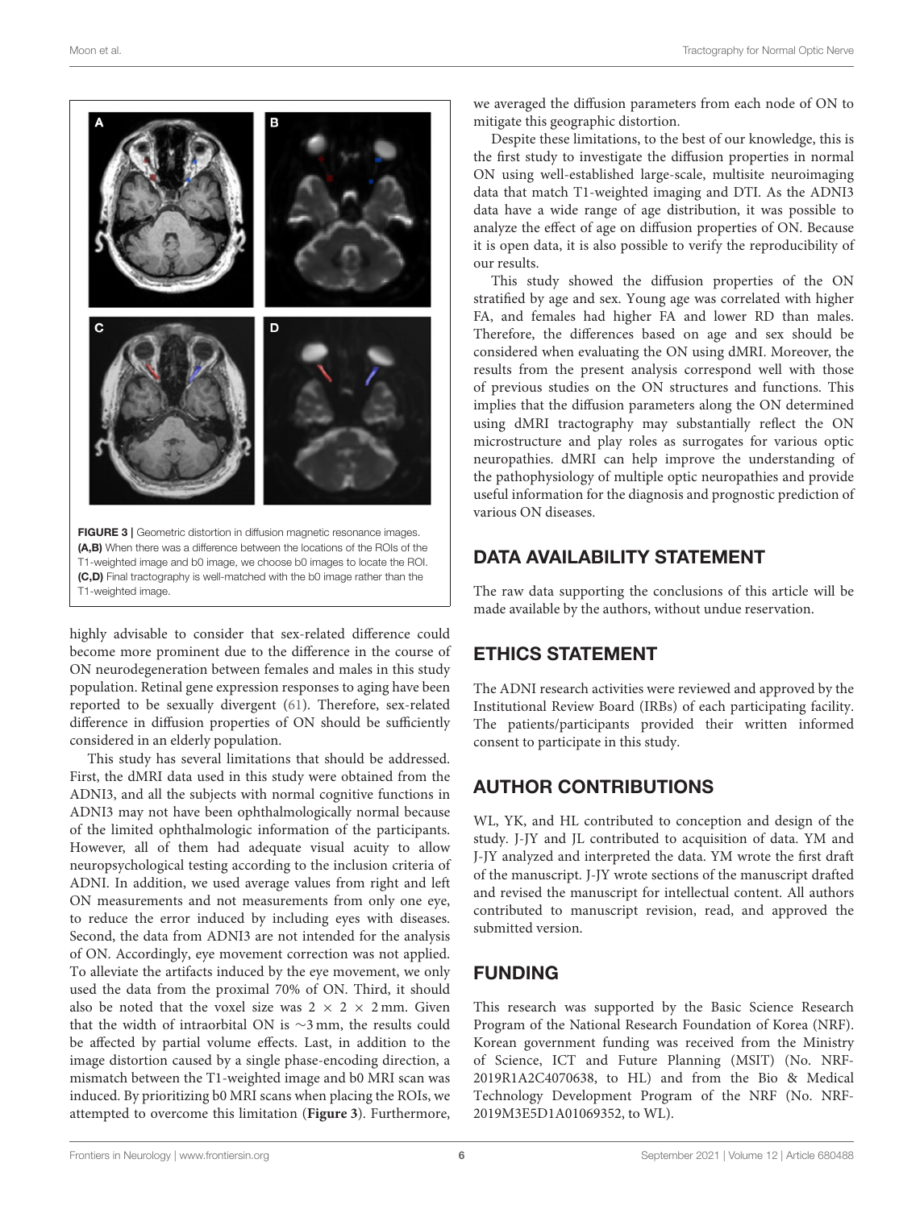**FIGURE 3** | Geometric distortion in diffusion magnetic resonance images. **(A,B)** When there was a difference between the locations of the ROIs of the T1-weighted image and b0 image, we choose b0 images to locate the ROI. **(C,D)** Final tractography is well-matched with the b0 image rather than the T1-weighted image.

highly advisable to consider that sex-related difference could become more prominent due to the difference in the course of ON neurodegeneration between females and males in this study population. Retinal gene expression responses to aging have been reported to be sexually divergent (61). Therefore, sex-related difference in diffusion properties of ON should be sufficiently considered in an elderly population.

This study has several limitations that should be addressed. First, the dMRI data used in this study were obtained from the ADNI3, and all the subjects with normal cognitive functions in ADNI3 may not have been ophthalmologically normal because of the limited ophthalmologic information of the participants. However, all of them had adequate visual acuity to allow neuropsychological testing according to the inclusion criteria of ADNI. In addition, we used average values from right and left ON measurements and not measurements from only one eye, to reduce the error induced by including eyes with diseases. Second, the data from ADNI3 are not intended for the analysis of ON. Accordingly, eye movement correction was not applied. To alleviate the artifacts induced by the eye movement, we only used the data from the proximal 70% of ON. Third, it should also be noted that the voxel size was 2 × 2 × 2 mm. Given that the width of intraorbital ON is ∼3 mm, the results could be affected by partial volume effects. Last, in addition to the image distortion caused by a single phase-encoding direction, a mismatch between the T1-weighted image and b0 MRI scan was induced. By prioritizing b0 MRI scans when placing the ROIs, we attempted to overcome this limitation (**Figure 3**). Furthermore, we averaged the diffusion parameters from each node of ON to mitigate this geographic distortion.

Despite these limitations, to the best of our knowledge, this is the first study to investigate the diffusion properties in normal ON using well-established large-scale, multisite neuroimaging data that match T1-weighted imaging and DTI. As the ADNI3 data have a wide range of age distribution, it was possible to analyze the effect of age on diffusion properties of ON. Because it is open data, it is also possible to verify the reproducibility of our results.

This study showed the diffusion properties of the ON stratified by age and sex. Young age was correlated with higher FA, and females had higher FA and lower RD than males. Therefore, the differences based on age and sex should be considered when evaluating the ON using dMRI. Moreover, the results from the present analysis correspond well with those of previous studies on the ON structures and functions. This implies that the diffusion parameters along the ON determined using dMRI tractography may substantially reflect the ON microstructure and play roles as surrogates for various optic neuropathies. dMRI can help improve the understanding of the pathophysiology of multiple optic neuropathies and provide useful information for the diagnosis and prognostic prediction of various ON diseases.

## DATA AVAILABILITY STATEMENT

The raw data supporting the conclusions of this article will be made available by the authors, without undue reservation.

## ETHICS STATEMENT

The ADNI research activities were reviewed and approved by the Institutional Review Board (IRBs) of each participating facility. The patients/participants provided their written informed consent to participate in this study.

## AUTHOR CONTRIBUTIONS

WL, YK, and HL contributed to conception and design of the study. J-JY and JL contributed to acquisition of data. YM and J-JY analyzed and interpreted the data. YM wrote the first draft of the manuscript. J-JY wrote sections of the manuscript drafted and revised the manuscript for intellectual content. All authors contributed to manuscript revision, read, and approved the submitted version.

## FUNDING

This research was supported by the Basic Science Research Program of the National Research Foundation of Korea (NRF). Korean government funding was received from the Ministry of Science, ICT and Future Planning (MSIT) (No. NRF-2019R1A2C4070638, to HL) and from the Bio & Medical Technology Development Program of the NRF (No. NRF-2019M3E5D1A01069352, to WL).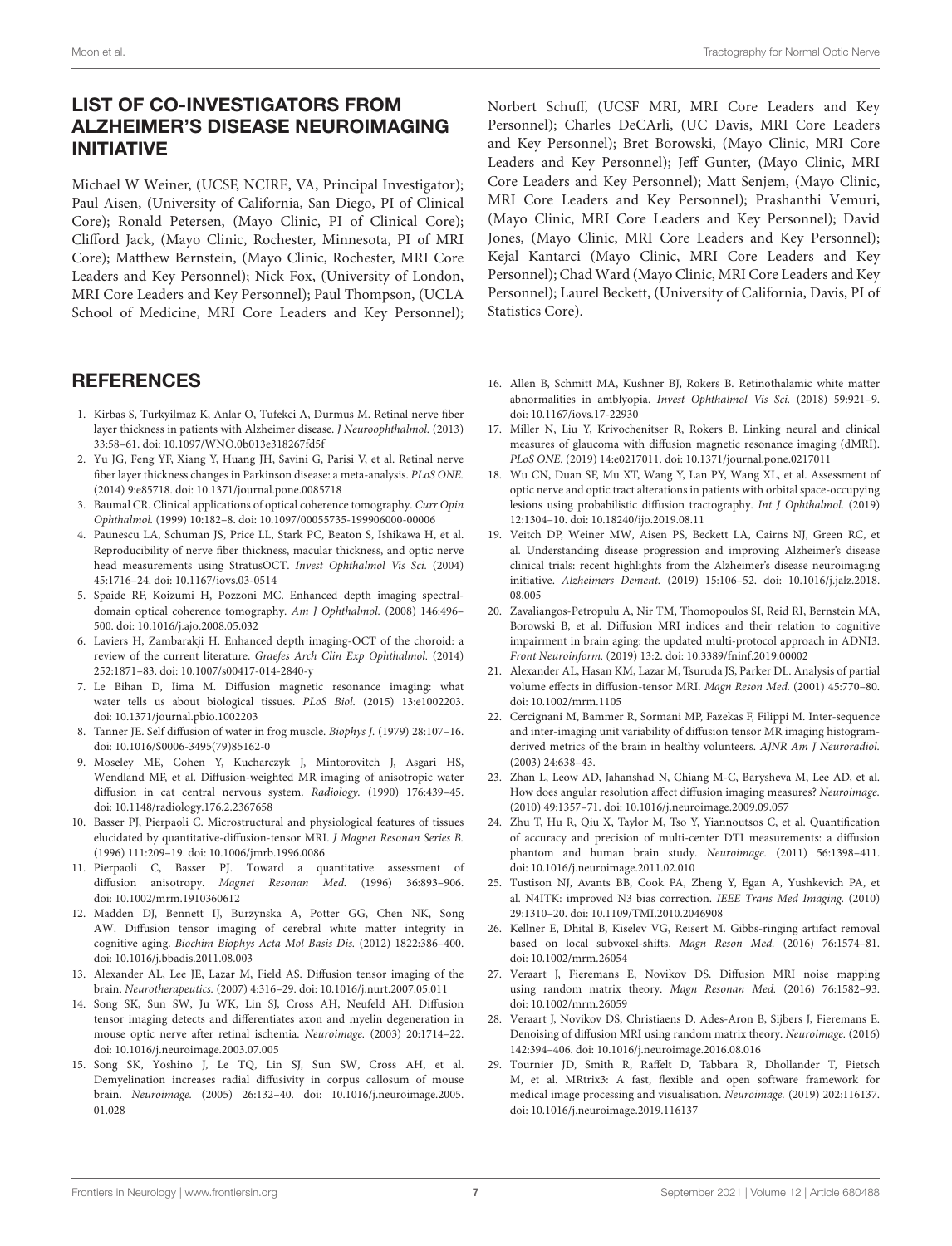## LIST OF CO-INVESTIGATORS FROM ALZHEIMER'S DISEASE NEUROIMAGING INITIATIVE

Michael W Weiner, (UCSF, NCIRE, VA, Principal Investigator); Paul Aisen, (University of California, San Diego, PI of Clinical Core); Ronald Petersen, (Mayo Clinic, PI of Clinical Core); Clifford Jack, (Mayo Clinic, Rochester, Minnesota, PI of MRI Core); Matthew Bernstein, (Mayo Clinic, Rochester, MRI Core Leaders and Key Personnel); Nick Fox, (University of London, MRI Core Leaders and Key Personnel); Paul Thompson, (UCLA School of Medicine, MRI Core Leaders and Key Personnel); Norbert Schuff, (UCSF MRI, MRI Core Leaders and Key Personnel); Charles DeCArli, (UC Davis, MRI Core Leaders and Key Personnel); Bret Borowski, (Mayo Clinic, MRI Core Leaders and Key Personnel); Jeff Gunter, (Mayo Clinic, MRI Core Leaders and Key Personnel); Matt Senjem, (Mayo Clinic, MRI Core Leaders and Key Personnel); Prashanthi Vemuri, (Mayo Clinic, MRI Core Leaders and Key Personnel); David Jones, (Mayo Clinic, MRI Core Leaders and Key Personnel); Kejal Kantarci (Mayo Clinic, MRI Core Leaders and Key Personnel); Chad Ward (Mayo Clinic, MRI Core Leaders and Key Personnel); Laurel Beckett, (University of California, Davis, PI of Statistics Core).

## REFERENCES

1. Kirbas S, Turkyilmaz K, Anlar O, Tufekci A, Durmus M. Retinal nerve fiber layer thickness in patients with Alzheimer disease. *J Neuroophthalmol.* (2013) 33:58–61. doi: 10.1097/WNO.0b013e318267fd5f
2. Yu JG, Feng YF, Xiang Y, Huang JH, Savini G, Parisi V, et al. Retinal nerve fiber layer thickness changes in Parkinson disease: a meta-analysis. *PLoS ONE.* (2014) 9:e85718. doi: 10.1371/journal.pone.0085718
3. Baumal CR. Clinical applications of optical coherence tomography. *Curr Opin Ophthalmol.* (1999) 10:182–8. doi: 10.1097/00055735-199906000-00006
4. Paunescu LA, Schuman JS, Price LL, Stark PC, Beaton S, Ishikawa H, et al. Reproducibility of nerve fiber thickness, macular thickness, and optic nerve head measurements using StratusOCT. *Invest Ophthalmol Vis Sci.* (2004) 45:1716–24. doi: 10.1167/iovs.03-0514
5. Spaide RF, Koizumi H, Pozzoni MC. Enhanced depth imaging spectral-domain optical coherence tomography. *Am J Ophthalmol.* (2008) 146:496–500. doi: 10.1016/j.ajo.2008.05.032
6. Laviers H, Zambarakji H. Enhanced depth imaging-OCT of the choroid: a review of the current literature. *Graefes Arch Clin Exp Ophthalmol.* (2014) 252:1871–83. doi: 10.1007/s00417-014-2840-y
7. Le Bihan D, Iima M. Diffusion magnetic resonance imaging: what water tells us about biological tissues. *PLoS Biol.* (2015) 13:e1002203. doi: 10.1371/journal.pbio.1002203
8. Tanner JE. Self diffusion of water in frog muscle. *Biophys J.* (1979) 28:107–16. doi: 10.1016/S0006-3495(79)85162-0
9. Moseley ME, Cohen Y, Kucharczyk J, Mintorovitch J, Asgari HS, Wendland MF, et al. Diffusion-weighted MR imaging of anisotropic water diffusion in cat central nervous system. *Radiology.* (1990) 176:439–45. doi: 10.1148/radiology.176.2.2367658
10. Basser PJ, Pierpaoli C. Microstructural and physiological features of tissues elucidated by quantitative-diffusion-tensor MRI. *J Magnet Resonan Series B.* (1996) 111:209–19. doi: 10.1006/jmrb.1996.0086
11. Pierpaoli C, Basser PJ. Toward a quantitative assessment of diffusion anisotropy. *Magnet Resonan Med.* (1996) 36:893–906. doi: 10.1002/mrm.1910360612
12. Madden DJ, Bennett IJ, Burzynska A, Potter GG, Chen NK, Song AW. Diffusion tensor imaging of cerebral white matter integrity in cognitive aging. *Biochim Biophys Acta Mol Basis Dis.* (2012) 1822:386–400. doi: 10.1016/j.bbadis.2011.08.003
13. Alexander AL, Lee JE, Lazar M, Field AS. Diffusion tensor imaging of the brain. *Neurotherapeutics.* (2007) 4:316–29. doi: 10.1016/j.nurt.2007.05.011
14. Song SK, Sun SW, Ju WK, Lin SJ, Cross AH, Neufeld AH. Diffusion tensor imaging detects and differentiates axon and myelin degeneration in mouse optic nerve after retinal ischemia. *Neuroimage.* (2003) 20:1714–22. doi: 10.1016/j.neuroimage.2003.07.005
15. Song SK, Yoshino J, Le TQ, Lin SJ, Sun SW, Cross AH, et al. Demyelination increases radial diffusivity in corpus callosum of mouse brain. *Neuroimage.* (2005) 26:132–40. doi: 10.1016/j.neuroimage.2005.01.028
16. Allen B, Schmitt MA, Kushner BJ, Rokers B. Retinothalamic white matter abnormalities in amblyopia. *Invest Ophthalmol Vis Sci.* (2018) 59:921–9. doi: 10.1167/iovs.17-22930
17. Miller N, Liu Y, Krivochenitser R, Rokers B. Linking neural and clinical measures of glaucoma with diffusion magnetic resonance imaging (dMRI). *PLoS ONE.* (2019) 14:e0217011. doi: 10.1371/journal.pone.0217011
18. Wu CN, Duan SF, Mu XT, Wang Y, Lan PY, Wang XL, et al. Assessment of optic nerve and optic tract alterations in patients with orbital space-occupying lesions using probabilistic diffusion tractography. *Int J Ophthalmol.* (2019) 12:1304–10. doi: 10.18240/ijo.2019.08.11
19. Veitch DP, Weiner MW, Aisen PS, Beckett LA, Cairns NJ, Green RC, et al. Understanding disease progression and improving Alzheimer's disease clinical trials: recent highlights from the Alzheimer's disease neuroimaging initiative. *Alzheimers Dement.* (2019) 15:106–52. doi: 10.1016/j.jalz.2018.08.005
20. Zavaliangos-Petropulu A, Nir TM, Thomopoulos SI, Reid RI, Bernstein MA, Borowski B, et al. Diffusion MRI indices and their relation to cognitive impairment in brain aging: the updated multi-protocol approach in ADNI3. *Front Neuroinform.* (2019) 13:2. doi: 10.3389/fninf.2019.00002
21. Alexander AL, Hasan KM, Lazar M, Tsuruda JS, Parker DL. Analysis of partial volume effects in diffusion-tensor MRI. *Magn Reson Med.* (2001) 45:770–80. doi: 10.1002/mrm.1105
22. Cercignani M, Bammer R, Sormani MP, Fazekas F, Filippi M. Inter-sequence and inter-imaging unit variability of diffusion tensor MR imaging histogram-derived metrics of the brain in healthy volunteers. *AJNR Am J Neuroradiol.* (2003) 24:638–43.
23. Zhan L, Leow AD, Jahanshad N, Chiang M-C, Barysheva M, Lee AD, et al. How does angular resolution affect diffusion imaging measures? *Neuroimage.* (2010) 49:1357–71. doi: 10.1016/j.neuroimage.2009.09.057
24. Zhu T, Hu R, Qiu X, Taylor M, Tso Y, Yiannoutsos C, et al. Quantification of accuracy and precision of multi-center DTI measurements: a diffusion phantom and human brain study. *Neuroimage.* (2011) 56:1398–411. doi: 10.1016/j.neuroimage.2011.02.010
25. Tustison NJ, Avants BB, Cook PA, Zheng Y, Egan A, Yushkevich PA, et al. N4ITK: improved N3 bias correction. *IEEE Trans Med Imaging.* (2010) 29:1310–20. doi: 10.1109/TMI.2010.2046908
26. Kellner E, Dhital B, Kiselev VG, Reisert M. Gibbs-ringing artifact removal based on local subvoxel-shifts. *Magn Reson Med.* (2016) 76:1574–81. doi: 10.1002/mrm.26054
27. Veraart J, Fieremans E, Novikov DS. Diffusion MRI noise mapping using random matrix theory. *Magn Resonan Med.* (2016) 76:1582–93. doi: 10.1002/mrm.26059
28. Veraart J, Novikov DS, Christiaens D, Ades-Aron B, Sijbers J, Fieremans E. Denoising of diffusion MRI using random matrix theory. *Neuroimage.* (2016) 142:394–406. doi: 10.1016/j.neuroimage.2016.08.016
29. Tournier JD, Smith R, Raffelt D, Tabbara R, Dhollander T, Pietsch M, et al. MRtrix3: A fast, flexible and open software framework for medical image processing and visualisation. *Neuroimage.* (2019) 202:116137. doi: 10.1016/j.neuroimage.2019.116137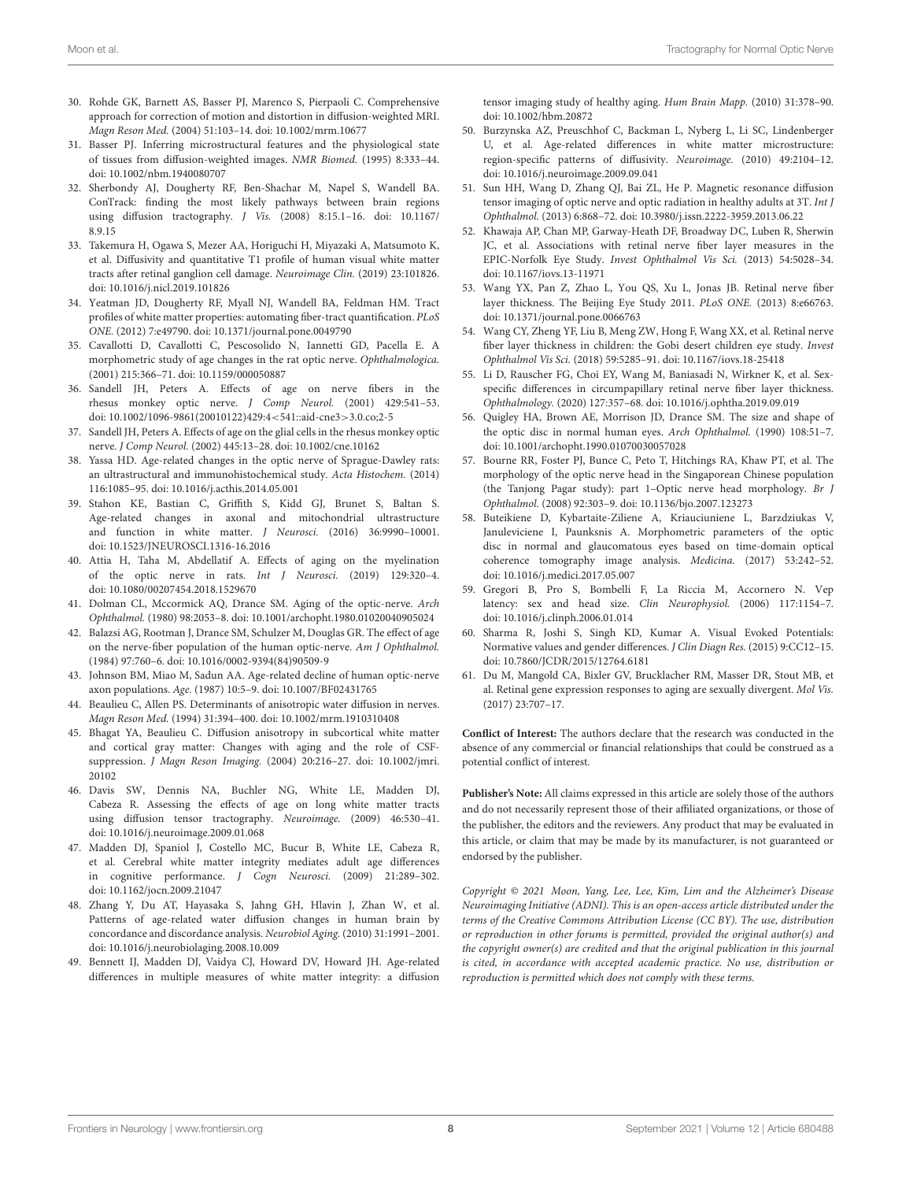30. Rohde GK, Barnett AS, Basser PJ, Marenco S, Pierpaoli C. Comprehensive approach for correction of motion and distortion in diffusion-weighted MRI. *Magn Reson Med.* (2004) 51:103–14. doi: 10.1002/mrm.10677
31. Basser PJ. Inferring microstructural features and the physiological state of tissues from diffusion-weighted images. *NMR Biomed.* (1995) 8:333–44. doi: 10.1002/nbm.1940080707
32. Sherbondy AJ, Dougherty RF, Ben-Shachar M, Napel S, Wandell BA. ConTrack: finding the most likely pathways between brain regions using diffusion tractography. *J Vis.* (2008) 8:15.1–16. doi: 10.1167/8.9.15
33. Takemura H, Ogawa S, Mezer AA, Horiguchi H, Miyazaki A, Matsumoto K, et al. Diffusivity and quantitative T1 profile of human visual white matter tracts after retinal ganglion cell damage. *Neuroimage Clin.* (2019) 23:101826. doi: 10.1016/j.nicl.2019.101826
34. Yeatman JD, Dougherty RF, Myall NJ, Wandell BA, Feldman HM. Tract profiles of white matter properties: automating fiber-tract quantification. *PLoS ONE.* (2012) 7:e49790. doi: 10.1371/journal.pone.0049790
35. Cavallotti D, Cavallotti C, Pescosolido N, Iannetti GD, Pacella E. A morphometric study of age changes in the rat optic nerve. *Ophthalmologica.* (2001) 215:366–71. doi: 10.1159/000050887
36. Sandell JH, Peters A. Effects of age on nerve fibers in the rhesus monkey optic nerve. *J Comp Neurol.* (2001) 429:541–53. doi: 10.1002/1096-9861(20010122)429:4<541::aid-cne3>3.0.co;2-5
37. Sandell JH, Peters A. Effects of age on the glial cells in the rhesus monkey optic nerve. *J Comp Neurol.* (2002) 445:13–28. doi: 10.1002/cne.10162
38. Yassa HD. Age-related changes in the optic nerve of Sprague-Dawley rats: an ultrastructural and immunohistochemical study. *Acta Histochem.* (2014) 116:1085–95. doi: 10.1016/j.acthis.2014.05.001
39. Stahon KE, Bastian C, Griffith S, Kidd GJ, Brunet S, Baltan S. Age-related changes in axonal and mitochondrial ultrastructure and function in white matter. *J Neurosci.* (2016) 36:9990–10001. doi: 10.1523/JNEUROSCI.1316-16.2016
40. Attia H, Taha M, Abdellatif A. Effects of aging on the myelination of the optic nerve in rats. *Int J Neurosci.* (2019) 129:320–4. doi: 10.1080/00207454.2018.1529670
41. Dolman CL, Mccormick AQ, Drance SM. Aging of the optic-nerve. *Arch Ophthalmol.* (1980) 98:2053–8. doi: 10.1001/archopht.1980.01020040905024
42. Balazsi AG, Rootman J, Drance SM, Schulzer M, Douglas GR. The effect of age on the nerve-fiber population of the human optic-nerve. *Am J Ophthalmol.* (1984) 97:760–6. doi: 10.1016/0002-9394(84)90509-9
43. Johnson BM, Miao M, Sadun AA. Age-related decline of human optic-nerve axon populations. *Age.* (1987) 10:5–9. doi: 10.1007/BF02431765
44. Beaulieu C, Allen PS. Determinants of anisotropic water diffusion in nerves. *Magn Reson Med.* (1994) 31:394–400. doi: 10.1002/mrm.1910310408
45. Bhagat YA, Beaulieu C. Diffusion anisotropy in subcortical white matter and cortical gray matter: Changes with aging and the role of CSF-suppression. *J Magn Reson Imaging.* (2004) 20:216–27. doi: 10.1002/jmri.20102
46. Davis SW, Dennis NA, Buchler NG, White LE, Madden DJ, Cabeza R. Assessing the effects of age on long white matter tracts using diffusion tensor tractography. *Neuroimage.* (2009) 46:530–41. doi: 10.1016/j.neuroimage.2009.01.068
47. Madden DJ, Spaniol J, Costello MC, Bucur B, White LE, Cabeza R, et al. Cerebral white matter integrity mediates adult age differences in cognitive performance. *J Cogn Neurosci.* (2009) 21:289–302. doi: 10.1162/jocn.2009.21047
48. Zhang Y, Du AT, Hayasaka S, Jahng GH, Hlavin J, Zhan W, et al. Patterns of age-related water diffusion changes in human brain by concordance and discordance analysis. *Neurobiol Aging.* (2010) 31:1991–2001. doi: 10.1016/j.neurobiolaging.2008.10.009
49. Bennett IJ, Madden DJ, Vaidya CJ, Howard DV, Howard JH. Age-related differences in multiple measures of white matter integrity: a diffusion tensor imaging study of healthy aging. *Hum Brain Mapp.* (2010) 31:378–90. doi: 10.1002/hbm.20872
50. Burzynska AZ, Preuschhof C, Backman L, Nyberg L, Li SC, Lindenberger U, et al. Age-related differences in white matter microstructure: region-specific patterns of diffusivity. *Neuroimage.* (2010) 49:2104–12. doi: 10.1016/j.neuroimage.2009.09.041
51. Sun HH, Wang D, Zhang QJ, Bai ZL, He P. Magnetic resonance diffusion tensor imaging of optic nerve and optic radiation in healthy adults at 3T. *Int J Ophthalmol.* (2013) 6:868–72. doi: 10.3980/j.issn.2222-3959.2013.06.22
52. Khawaja AP, Chan MP, Garway-Heath DF, Broadway DC, Luben R, Sherwin JC, et al. Associations with retinal nerve fiber layer measures in the EPIC-Norfolk Eye Study. *Invest Ophthalmol Vis Sci.* (2013) 54:5028–34. doi: 10.1167/iovs.13-11971
53. Wang YX, Pan Z, Zhao L, You QS, Xu L, Jonas JB. Retinal nerve fiber layer thickness. The Beijing Eye Study 2011. *PLoS ONE.* (2013) 8:e66763. doi: 10.1371/journal.pone.0066763
54. Wang CY, Zheng YF, Liu B, Meng ZW, Hong F, Wang XX, et al. Retinal nerve fiber layer thickness in children: the Gobi desert children eye study. *Invest Ophthalmol Vis Sci.* (2018) 59:5285–91. doi: 10.1167/iovs.18-25418
55. Li D, Rauscher FG, Choi EY, Wang M, Baniasadi N, Wirkner K, et al. Sex-specific differences in circumpapillary retinal nerve fiber layer thickness. *Ophthalmology.* (2020) 127:357–68. doi: 10.1016/j.ophtha.2019.09.019
56. Quigley HA, Brown AE, Morrison JD, Drance SM. The size and shape of the optic disc in normal human eyes. *Arch Ophthalmol.* (1990) 108:51–7. doi: 10.1001/archopht.1990.01070030057028
57. Bourne RR, Foster PJ, Bunce C, Peto T, Hitchings RA, Khaw PT, et al. The morphology of the optic nerve head in the Singaporean Chinese population (the Tanjong Pagar study): part 1–Optic nerve head morphology. *Br J Ophthalmol.* (2008) 92:303–9. doi: 10.1136/bjo.2007.123273
58. Buteikiene D, Kybartaite-Ziliene A, Kriauciuniene L, Barzdziukas V, Janulevciene I, Paunksnis A. Morphometric parameters of the optic disc in normal and glaucomatous eyes based on time-domain optical coherence tomography image analysis. *Medicina.* (2017) 53:242–52. doi: 10.1016/j.medici.2017.05.007
59. Gregori B, Pro S, Bombelli F, La Riccia M, Accornero N. Vep latency: sex and head size. *Clin Neurophysiol.* (2006) 117:1154–7. doi: 10.1016/j.clinph.2006.01.014
60. Sharma R, Joshi S, Singh KD, Kumar A. Visual Evoked Potentials: Normative values and gender differences. *J Clin Diagn Res.* (2015) 9:CC12–15. doi: 10.7860/JCDR/2015/12764.6181
61. Du M, Mangold CA, Bixler GV, Brucklacher RM, Masser DR, Stout MB, et al. Retinal gene expression responses to aging are sexually divergent. *Mol Vis.* (2017) 23:707–17.

**Conflict of Interest:** The authors declare that the research was conducted in the absence of any commercial or financial relationships that could be construed as a potential conflict of interest.

**Publisher's Note:** All claims expressed in this article are solely those of the authors and do not necessarily represent those of their affiliated organizations, or those of the publisher, the editors and the reviewers. Any product that may be evaluated in this article, or claim that may be made by its manufacturer, is not guaranteed or endorsed by the publisher.

*Copyright © 2021 Moon, Yang, Lee, Lee, Kim, Lim and the Alzheimer's Disease Neuroimaging Initiative (ADNI). This is an open-access article distributed under the terms of the Creative Commons Attribution License (CC BY). The use, distribution or reproduction in other forums is permitted, provided the original author(s) and the copyright owner(s) are credited and that the original publication in this journal is cited, in accordance with accepted academic practice. No use, distribution or reproduction is permitted which does not comply with these terms.*